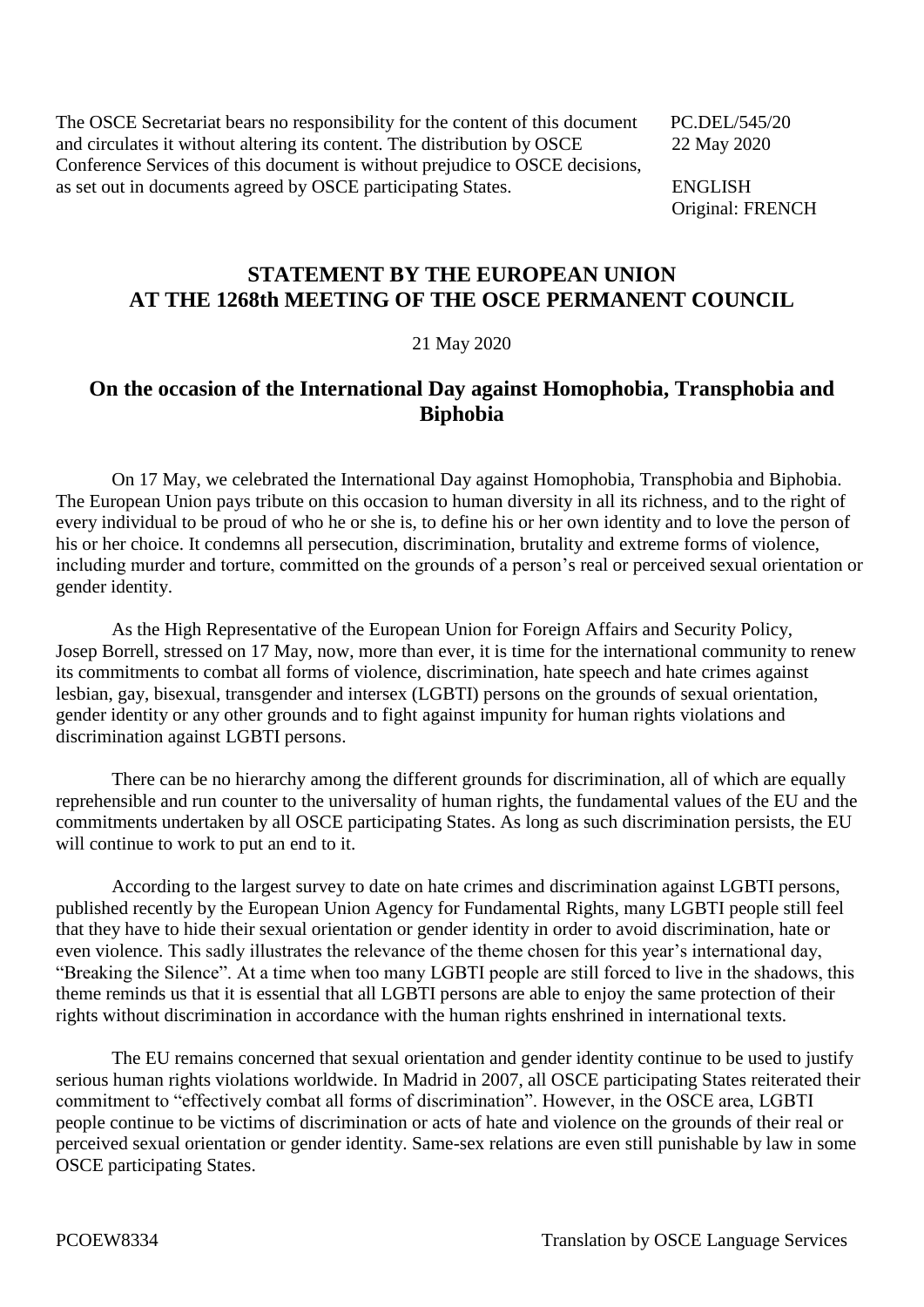The OSCE Secretariat bears no responsibility for the content of this document and circulates it without altering its content. The distribution by OSCE Conference Services of this document is without prejudice to OSCE decisions, as set out in documents agreed by OSCE participating States.

PC.DEL/545/20
22 May 2020

ENGLISH
Original: FRENCH

# STATEMENT BY THE EUROPEAN UNION AT THE 1268th MEETING OF THE OSCE PERMANENT COUNCIL

21 May 2020

## On the occasion of the International Day against Homophobia, Transphobia and Biphobia

On 17 May, we celebrated the International Day against Homophobia, Transphobia and Biphobia. The European Union pays tribute on this occasion to human diversity in all its richness, and to the right of every individual to be proud of who he or she is, to define his or her own identity and to love the person of his or her choice. It condemns all persecution, discrimination, brutality and extreme forms of violence, including murder and torture, committed on the grounds of a person's real or perceived sexual orientation or gender identity.

As the High Representative of the European Union for Foreign Affairs and Security Policy, Josep Borrell, stressed on 17 May, now, more than ever, it is time for the international community to renew its commitments to combat all forms of violence, discrimination, hate speech and hate crimes against lesbian, gay, bisexual, transgender and intersex (LGBTI) persons on the grounds of sexual orientation, gender identity or any other grounds and to fight against impunity for human rights violations and discrimination against LGBTI persons.

There can be no hierarchy among the different grounds for discrimination, all of which are equally reprehensible and run counter to the universality of human rights, the fundamental values of the EU and the commitments undertaken by all OSCE participating States. As long as such discrimination persists, the EU will continue to work to put an end to it.

According to the largest survey to date on hate crimes and discrimination against LGBTI persons, published recently by the European Union Agency for Fundamental Rights, many LGBTI people still feel that they have to hide their sexual orientation or gender identity in order to avoid discrimination, hate or even violence. This sadly illustrates the relevance of the theme chosen for this year's international day, "Breaking the Silence". At a time when too many LGBTI people are still forced to live in the shadows, this theme reminds us that it is essential that all LGBTI persons are able to enjoy the same protection of their rights without discrimination in accordance with the human rights enshrined in international texts.

The EU remains concerned that sexual orientation and gender identity continue to be used to justify serious human rights violations worldwide. In Madrid in 2007, all OSCE participating States reiterated their commitment to "effectively combat all forms of discrimination". However, in the OSCE area, LGBTI people continue to be victims of discrimination or acts of hate and violence on the grounds of their real or perceived sexual orientation or gender identity. Same-sex relations are even still punishable by law in some OSCE participating States.

PCOEW8334 Translation by OSCE Language Services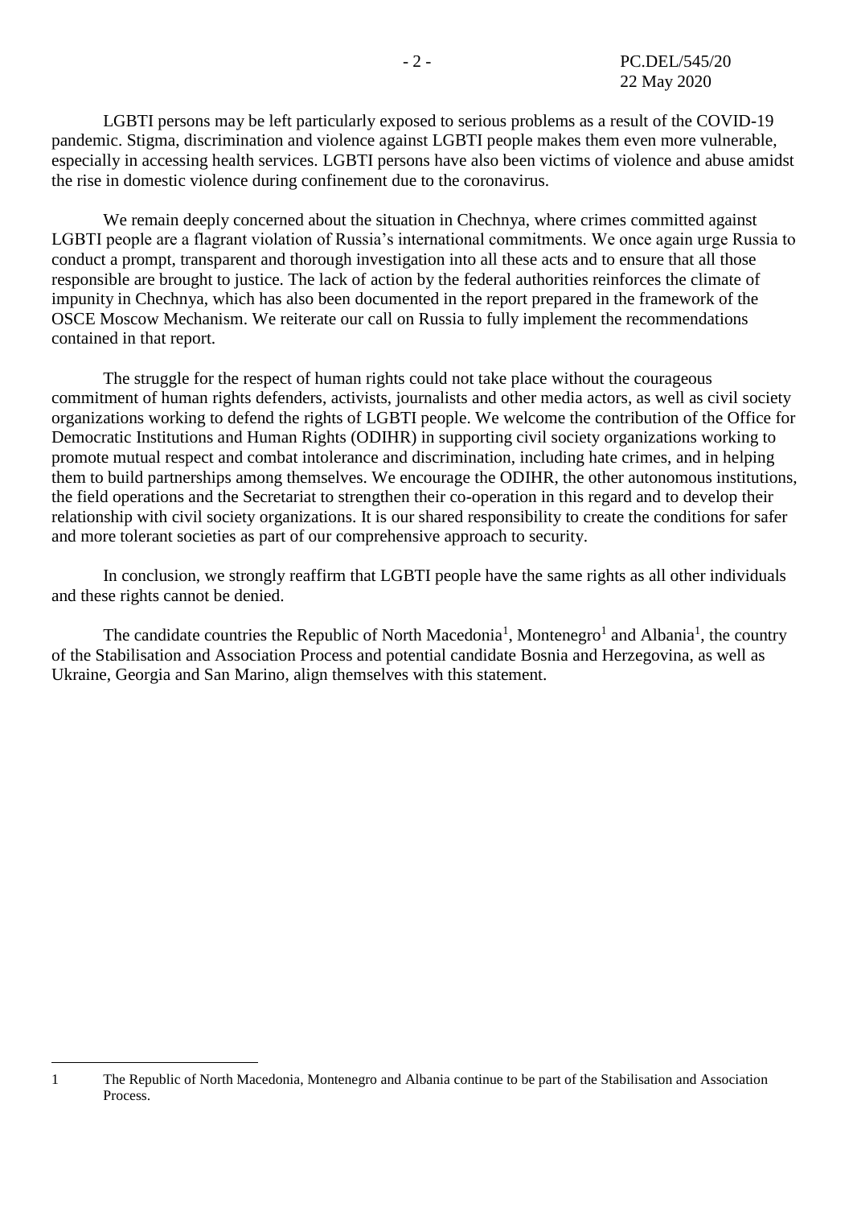LGBTI persons may be left particularly exposed to serious problems as a result of the COVID-19 pandemic. Stigma, discrimination and violence against LGBTI people makes them even more vulnerable, especially in accessing health services. LGBTI persons have also been victims of violence and abuse amidst the rise in domestic violence during confinement due to the coronavirus.

We remain deeply concerned about the situation in Chechnya, where crimes committed against LGBTI people are a flagrant violation of Russia's international commitments. We once again urge Russia to conduct a prompt, transparent and thorough investigation into all these acts and to ensure that all those responsible are brought to justice. The lack of action by the federal authorities reinforces the climate of impunity in Chechnya, which has also been documented in the report prepared in the framework of the OSCE Moscow Mechanism. We reiterate our call on Russia to fully implement the recommendations contained in that report.

The struggle for the respect of human rights could not take place without the courageous commitment of human rights defenders, activists, journalists and other media actors, as well as civil society organizations working to defend the rights of LGBTI people. We welcome the contribution of the Office for Democratic Institutions and Human Rights (ODIHR) in supporting civil society organizations working to promote mutual respect and combat intolerance and discrimination, including hate crimes, and in helping them to build partnerships among themselves. We encourage the ODIHR, the other autonomous institutions, the field operations and the Secretariat to strengthen their co-operation in this regard and to develop their relationship with civil society organizations. It is our shared responsibility to create the conditions for safer and more tolerant societies as part of our comprehensive approach to security.

In conclusion, we strongly reaffirm that LGBTI people have the same rights as all other individuals and these rights cannot be denied.

The candidate countries the Republic of North Macedonia[1], Montenegro[1] and Albania[1], the country of the Stabilisation and Association Process and potential candidate Bosnia and Herzegovina, as well as Ukraine, Georgia and San Marino, align themselves with this statement.

---

1 The Republic of North Macedonia, Montenegro and Albania continue to be part of the Stabilisation and Association Process.